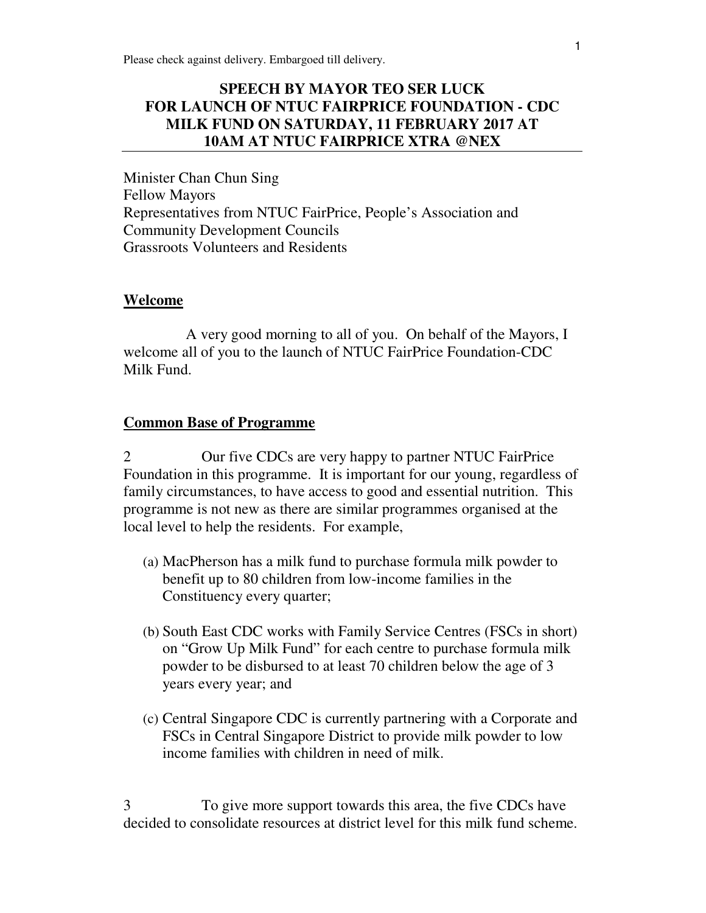Please check against delivery. Embargoed till delivery.

# SPEECH BY MAYOR TEO SER LUCK FOR LAUNCH OF NTUC FAIRPRICE FOUNDATION - CDC MILK FUND ON SATURDAY, 11 FEBRUARY 2017 AT 10AM AT NTUC FAIRPRICE XTRA @NEX

Minister Chan Chun Sing
Fellow Mayors
Representatives from NTUC FairPrice, People's Association and Community Development Councils
Grassroots Volunteers and Residents

## Welcome

A very good morning to all of you. On behalf of the Mayors, I welcome all of you to the launch of NTUC FairPrice Foundation-CDC Milk Fund.

## Common Base of Programme

2 Our five CDCs are very happy to partner NTUC FairPrice Foundation in this programme. It is important for our young, regardless of family circumstances, to have access to good and essential nutrition. This programme is not new as there are similar programmes organised at the local level to help the residents. For example,

(a) MacPherson has a milk fund to purchase formula milk powder to benefit up to 80 children from low-income families in the Constituency every quarter;

(b) South East CDC works with Family Service Centres (FSCs in short) on "Grow Up Milk Fund" for each centre to purchase formula milk powder to be disbursed to at least 70 children below the age of 3 years every year; and

(c) Central Singapore CDC is currently partnering with a Corporate and FSCs in Central Singapore District to provide milk powder to low income families with children in need of milk.

3 To give more support towards this area, the five CDCs have decided to consolidate resources at district level for this milk fund scheme.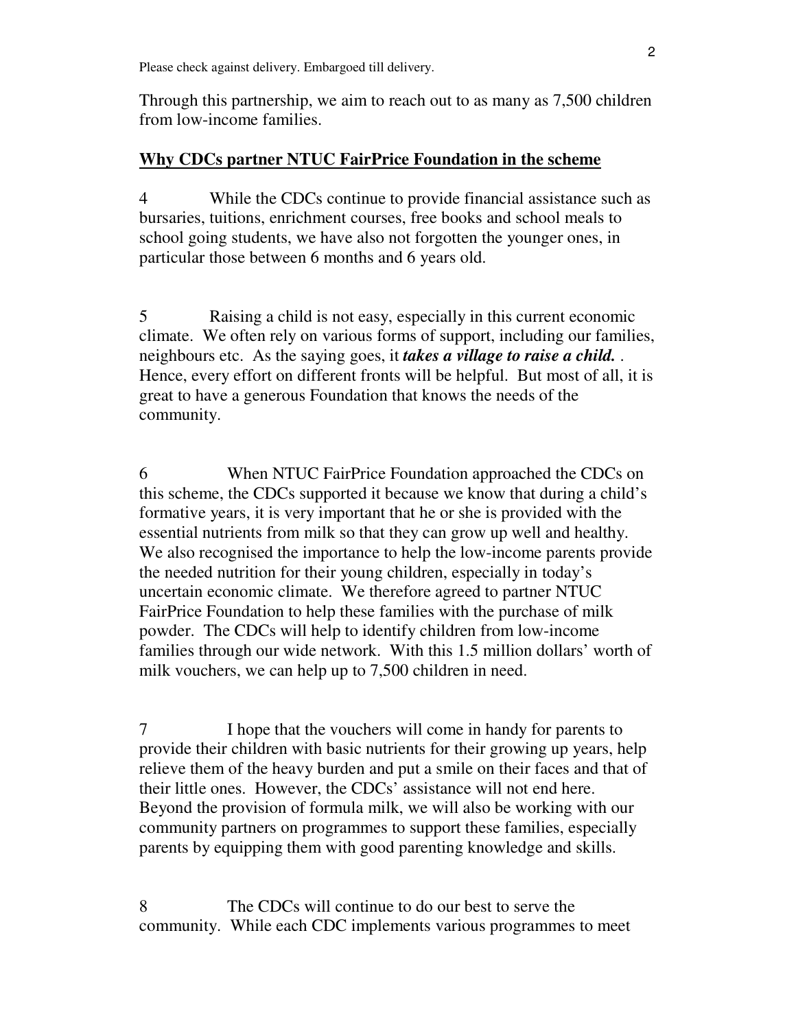Through this partnership, we aim to reach out to as many as 7,500 children from low-income families.

**Why CDCs partner NTUC FairPrice Foundation in the scheme**

4 While the CDCs continue to provide financial assistance such as bursaries, tuitions, enrichment courses, free books and school meals to school going students, we have also not forgotten the younger ones, in particular those between 6 months and 6 years old.

5 Raising a child is not easy, especially in this current economic climate. We often rely on various forms of support, including our families, neighbours etc. As the saying goes, it ***takes a village to raise a child.*** . Hence, every effort on different fronts will be helpful. But most of all, it is great to have a generous Foundation that knows the needs of the community.

6 When NTUC FairPrice Foundation approached the CDCs on this scheme, the CDCs supported it because we know that during a child's formative years, it is very important that he or she is provided with the essential nutrients from milk so that they can grow up well and healthy. We also recognised the importance to help the low-income parents provide the needed nutrition for their young children, especially in today's uncertain economic climate. We therefore agreed to partner NTUC FairPrice Foundation to help these families with the purchase of milk powder. The CDCs will help to identify children from low-income families through our wide network. With this 1.5 million dollars' worth of milk vouchers, we can help up to 7,500 children in need.

7 I hope that the vouchers will come in handy for parents to provide their children with basic nutrients for their growing up years, help relieve them of the heavy burden and put a smile on their faces and that of their little ones. However, the CDCs' assistance will not end here. Beyond the provision of formula milk, we will also be working with our community partners on programmes to support these families, especially parents by equipping them with good parenting knowledge and skills.

8 The CDCs will continue to do our best to serve the community. While each CDC implements various programmes to meet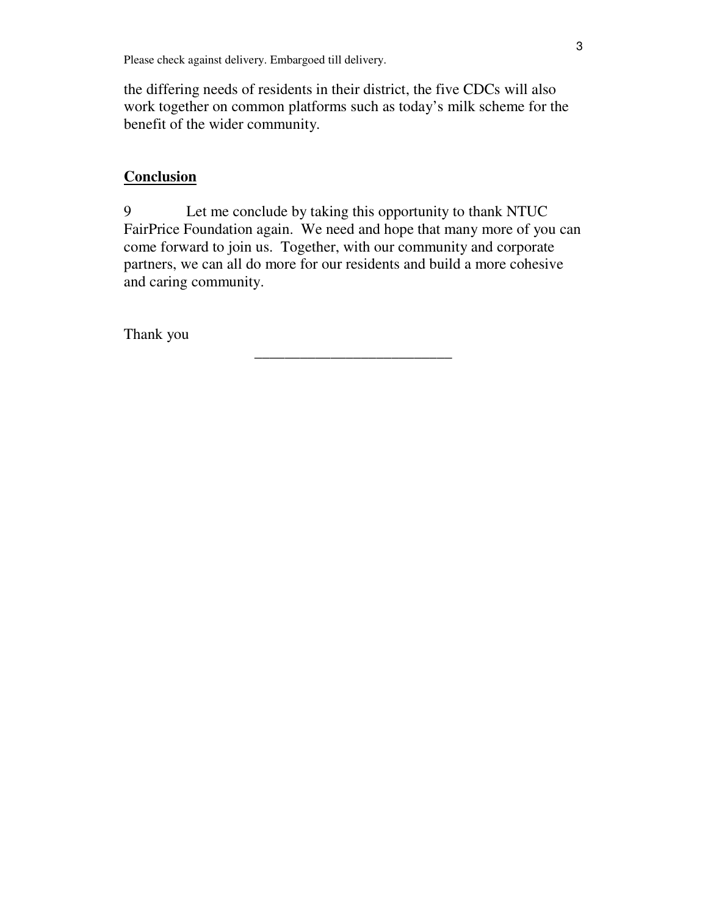the differing needs of residents in their district, the five CDCs will also work together on common platforms such as today's milk scheme for the benefit of the wider community.

**Conclusion**

9 Let me conclude by taking this opportunity to thank NTUC FairPrice Foundation again. We need and hope that many more of you can come forward to join us. Together, with our community and corporate partners, we can all do more for our residents and build a more cohesive and caring community.

Thank you

---